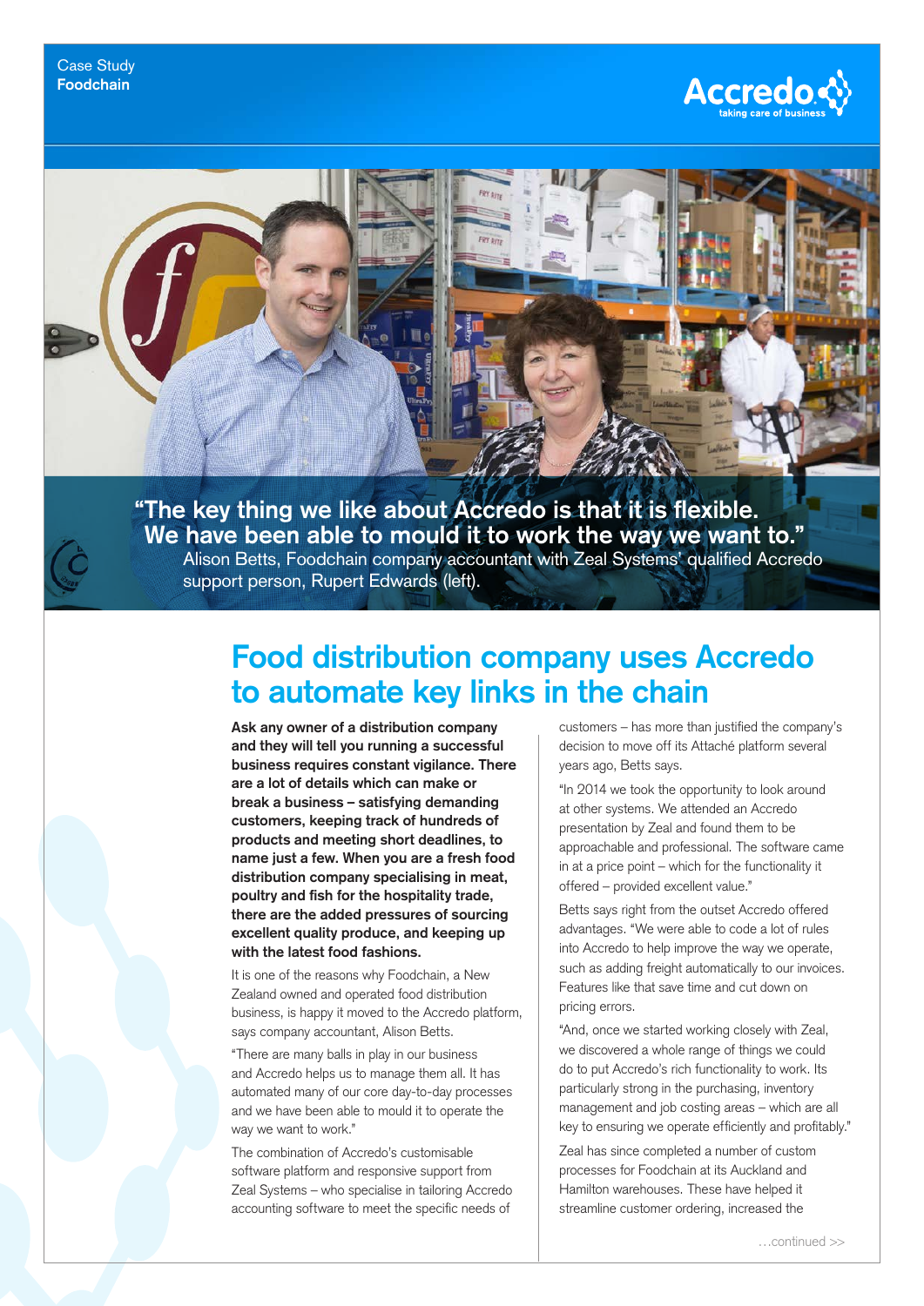Case Study
**Foodchain**

**"The key thing we like about Accredo is that it is flexible. We have been able to mould it to work the way we want to."**
Alison Betts, Foodchain company accountant with Zeal Systems' qualified Accredo support person, Rupert Edwards (left).

# Food distribution company uses Accredo to automate key links in the chain

**Ask any owner of a distribution company and they will tell you running a successful business requires constant vigilance. There are a lot of details which can make or break a business – satisfying demanding customers, keeping track of hundreds of products and meeting short deadlines, to name just a few. When you are a fresh food distribution company specialising in meat, poultry and fish for the hospitality trade, there are the added pressures of sourcing excellent quality produce, and keeping up with the latest food fashions.**

It is one of the reasons why Foodchain, a New Zealand owned and operated food distribution business, is happy it moved to the Accredo platform, says company accountant, Alison Betts.

"There are many balls in play in our business and Accredo helps us to manage them all. It has automated many of our core day-to-day processes and we have been able to mould it to operate the way we want to work."

The combination of Accredo's customisable software platform and responsive support from Zeal Systems – who specialise in tailoring Accredo accounting software to meet the specific needs of customers – has more than justified the company's decision to move off its Attaché platform several years ago, Betts says.

"In 2014 we took the opportunity to look around at other systems. We attended an Accredo presentation by Zeal and found them to be approachable and professional. The software came in at a price point – which for the functionality it offered – provided excellent value."

Betts says right from the outset Accredo offered advantages. "We were able to code a lot of rules into Accredo to help improve the way we operate, such as adding freight automatically to our invoices. Features like that save time and cut down on pricing errors.

"And, once we started working closely with Zeal, we discovered a whole range of things we could do to put Accredo's rich functionality to work. Its particularly strong in the purchasing, inventory management and job costing areas – which are all key to ensuring we operate efficiently and profitably."

Zeal has since completed a number of custom processes for Foodchain at its Auckland and Hamilton warehouses. These have helped it streamline customer ordering, increased the

…continued >>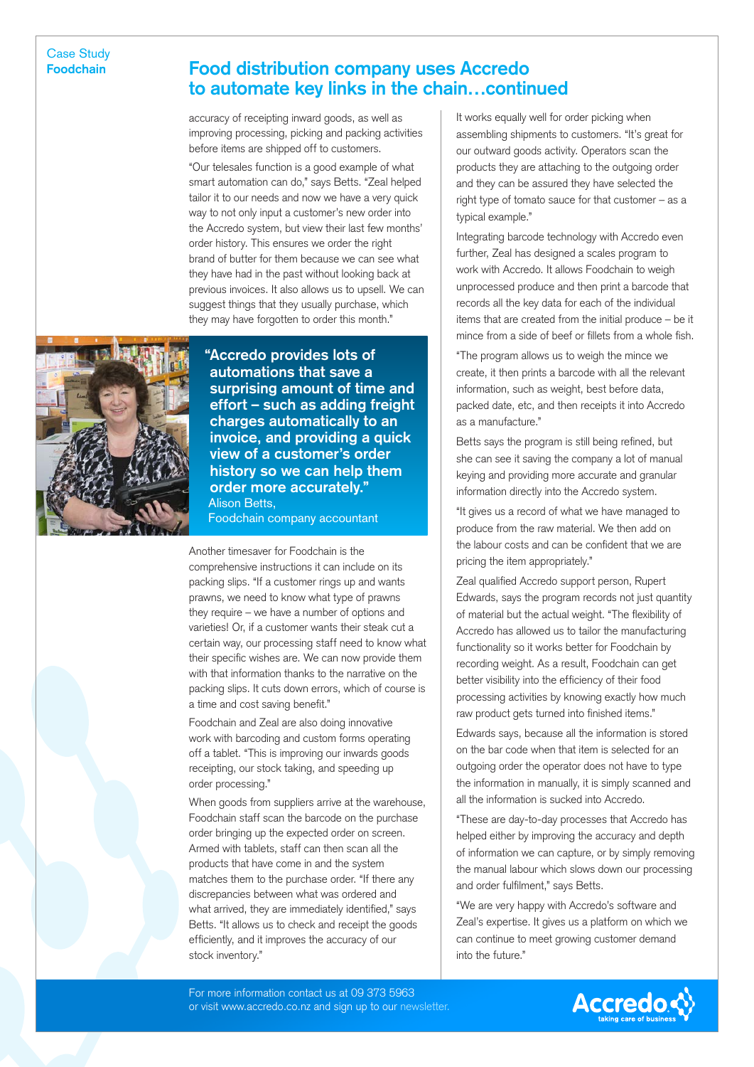Case Study
**Foodchain**

# Food distribution company uses Accredo to automate key links in the chain…continued

accuracy of receipting inward goods, as well as improving processing, picking and packing activities before items are shipped off to customers.

"Our telesales function is a good example of what smart automation can do," says Betts. "Zeal helped tailor it to our needs and now we have a very quick way to not only input a customer's new order into the Accredo system, but view their last few months' order history. This ensures we order the right brand of butter for them because we can see what they have had in the past without looking back at previous invoices. It also allows us to upsell. We can suggest things that they usually purchase, which they may have forgotten to order this month."

> **"Accredo provides lots of automations that save a surprising amount of time and effort – such as adding freight charges automatically to an invoice, and providing a quick view of a customer's order history so we can help them order more accurately."**
> Alison Betts,
> Foodchain company accountant

Another timesaver for Foodchain is the comprehensive instructions it can include on its packing slips. "If a customer rings up and wants prawns, we need to know what type of prawns they require – we have a number of options and varieties! Or, if a customer wants their steak cut a certain way, our processing staff need to know what their specific wishes are. We can now provide them with that information thanks to the narrative on the packing slips. It cuts down errors, which of course is a time and cost saving benefit."

Foodchain and Zeal are also doing innovative work with barcoding and custom forms operating off a tablet. "This is improving our inwards goods receipting, our stock taking, and speeding up order processing."

When goods from suppliers arrive at the warehouse, Foodchain staff scan the barcode on the purchase order bringing up the expected order on screen. Armed with tablets, staff can then scan all the products that have come in and the system matches them to the purchase order. "If there any discrepancies between what was ordered and what arrived, they are immediately identified," says Betts. "It allows us to check and receipt the goods efficiently, and it improves the accuracy of our stock inventory."

It works equally well for order picking when assembling shipments to customers. "It's great for our outward goods activity. Operators scan the products they are attaching to the outgoing order and they can be assured they have selected the right type of tomato sauce for that customer – as a typical example."

Integrating barcode technology with Accredo even further, Zeal has designed a scales program to work with Accredo. It allows Foodchain to weigh unprocessed produce and then print a barcode that records all the key data for each of the individual items that are created from the initial produce – be it mince from a side of beef or fillets from a whole fish.

"The program allows us to weigh the mince we create, it then prints a barcode with all the relevant information, such as weight, best before data, packed date, etc, and then receipts it into Accredo as a manufacture."

Betts says the program is still being refined, but she can see it saving the company a lot of manual keying and providing more accurate and granular information directly into the Accredo system.

"It gives us a record of what we have managed to produce from the raw material. We then add on the labour costs and can be confident that we are pricing the item appropriately."

Zeal qualified Accredo support person, Rupert Edwards, says the program records not just quantity of material but the actual weight. "The flexibility of Accredo has allowed us to tailor the manufacturing functionality so it works better for Foodchain by recording weight. As a result, Foodchain can get better visibility into the efficiency of their food processing activities by knowing exactly how much raw product gets turned into finished items."

Edwards says, because all the information is stored on the bar code when that item is selected for an outgoing order the operator does not have to type the information in manually, it is simply scanned and all the information is sucked into Accredo.

"These are day-to-day processes that Accredo has helped either by improving the accuracy and depth of information we can capture, or by simply removing the manual labour which slows down our processing and order fulfilment," says Betts.

"We are very happy with Accredo's software and Zeal's expertise. It gives us a platform on which we can continue to meet growing customer demand into the future."

For more information contact us at 09 373 5963
or visit www.accredo.co.nz and sign up to our newsletter.

Accredo
taking care of business